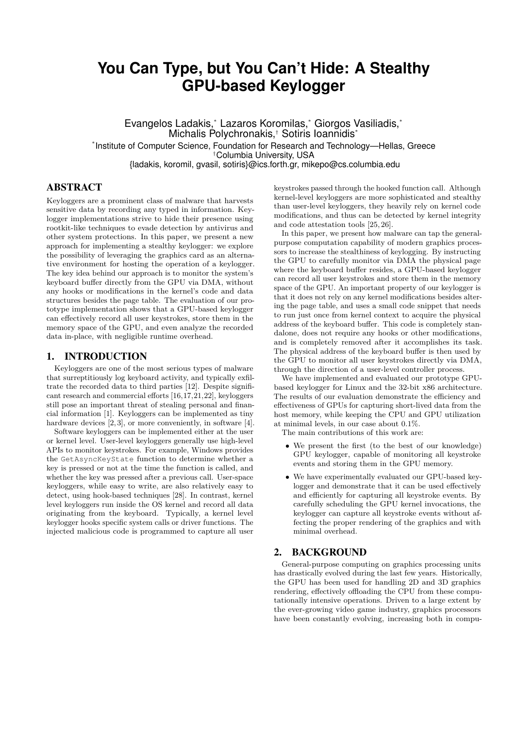# You Can Type, but You Can't Hide: A Stealthy GPU-based Keylogger

Evangelos Ladakis,[*] Lazaros Koromilas,[*] Giorgos Vasiliadis,[*]
Michalis Polychronakis,[†] Sotiris Ioannidis[*]

[*]Institute of Computer Science, Foundation for Research and Technology—Hellas, Greece
[†]Columbia University, USA
{ladakis, koromil, gvasil, sotiris}@ics.forth.gr, mikepo@cs.columbia.edu

## ABSTRACT

Keyloggers are a prominent class of malware that harvests sensitive data by recording any typed in information. Keylogger implementations strive to hide their presence using rootkit-like techniques to evade detection by antivirus and other system protections. In this paper, we present a new approach for implementing a stealthy keylogger: we explore the possibility of leveraging the graphics card as an alternative environment for hosting the operation of a keylogger. The key idea behind our approach is to monitor the system's keyboard buffer directly from the GPU via DMA, without any hooks or modifications in the kernel's code and data structures besides the page table. The evaluation of our prototype implementation shows that a GPU-based keylogger can effectively record all user keystrokes, store them in the memory space of the GPU, and even analyze the recorded data in-place, with negligible runtime overhead.

## 1. INTRODUCTION

Keyloggers are one of the most serious types of malware that surreptitiously log keyboard activity, and typically exfiltrate the recorded data to third parties [12]. Despite significant research and commercial efforts [16,17,21,22], keyloggers still pose an important threat of stealing personal and financial information [1]. Keyloggers can be implemented as tiny hardware devices [2,3], or more conveniently, in software [4].

Software keyloggers can be implemented either at the user or kernel level. User-level keyloggers generally use high-level APIs to monitor keystrokes. For example, Windows provides the `GetAsyncKeyState` function to determine whether a key is pressed or not at the time the function is called, and whether the key was pressed after a previous call. User-space keyloggers, while easy to write, are also relatively easy to detect, using hook-based techniques [28]. In contrast, kernel level keyloggers run inside the OS kernel and record all data originating from the keyboard. Typically, a kernel level keylogger hooks specific system calls or driver functions. The injected malicious code is programmed to capture all user keystrokes passed through the hooked function call. Although kernel-level keyloggers are more sophisticated and stealthy than user-level keyloggers, they heavily rely on kernel code modifications, and thus can be detected by kernel integrity and code attestation tools [25,26].

In this paper, we present how malware can tap the general-purpose computation capability of modern graphics processors to increase the stealthiness of keylogging. By instructing the GPU to carefully monitor via DMA the physical page where the keyboard buffer resides, a GPU-based keylogger can record all user keystrokes and store them in the memory space of the GPU. An important property of our keylogger is that it does not rely on any kernel modifications besides altering the page table, and uses a small code snippet that needs to run just once from kernel context to acquire the physical address of the keyboard buffer. This code is completely standalone, does not require any hooks or other modifications, and is completely removed after it accomplishes its task. The physical address of the keyboard buffer is then used by the GPU to monitor all user keystrokes directly via DMA, through the direction of a user-level controller process.

We have implemented and evaluated our prototype GPU-based keylogger for Linux and the 32-bit x86 architecture. The results of our evaluation demonstrate the efficiency and effectiveness of GPUs for capturing short-lived data from the host memory, while keeping the CPU and GPU utilization at minimal levels, in our case about 0.1%.

The main contributions of this work are:

- We present the first (to the best of our knowledge) GPU keylogger, capable of monitoring all keystroke events and storing them in the GPU memory.
- We have experimentally evaluated our GPU-based keylogger and demonstrate that it can be used effectively and efficiently for capturing all keystroke events. By carefully scheduling the GPU kernel invocations, the keylogger can capture all keystroke events without affecting the proper rendering of the graphics and with minimal overhead.

## 2. BACKGROUND

General-purpose computing on graphics processing units has drastically evolved during the last few years. Historically, the GPU has been used for handling 2D and 3D graphics rendering, effectively offloading the CPU from these computationally intensive operations. Driven to a large extent by the ever-growing video game industry, graphics processors have been constantly evolving, increasing both in compu-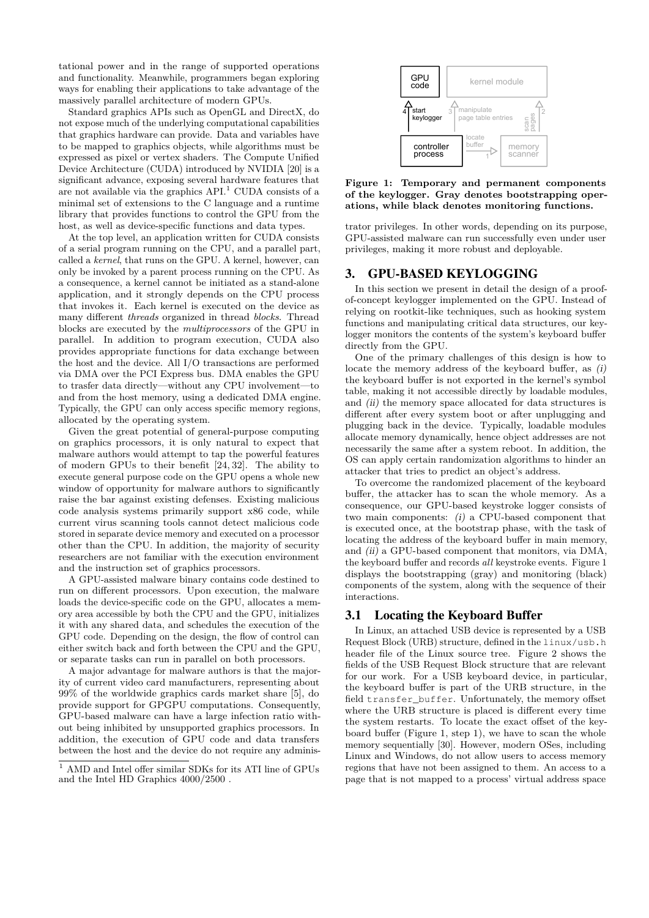tational power and in the range of supported operations and functionality. Meanwhile, programmers began exploring ways for enabling their applications to take advantage of the massively parallel architecture of modern GPUs.

Standard graphics APIs such as OpenGL and DirectX, do not expose much of the underlying computational capabilities that graphics hardware can provide. Data and variables have to be mapped to graphics objects, while algorithms must be expressed as pixel or vertex shaders. The Compute Unified Device Architecture (CUDA) introduced by NVIDIA [20] is a significant advance, exposing several hardware features that are not available via the graphics API.[1] CUDA consists of a minimal set of extensions to the C language and a runtime library that provides functions to control the GPU from the host, as well as device-specific functions and data types.

At the top level, an application written for CUDA consists of a serial program running on the CPU, and a parallel part, called a *kernel*, that runs on the GPU. A kernel, however, can only be invoked by a parent process running on the CPU. As a consequence, a kernel cannot be initiated as a stand-alone application, and it strongly depends on the CPU process that invokes it. Each kernel is executed on the device as many different *threads* organized in thread *blocks*. Thread blocks are executed by the *multiprocessors* of the GPU in parallel. In addition to program execution, CUDA also provides appropriate functions for data exchange between the host and the device. All I/O transactions are performed via DMA over the PCI Express bus. DMA enables the GPU to trasfer data directly—without any CPU involvement—to and from the host memory, using a dedicated DMA engine. Typically, the GPU can only access specific memory regions, allocated by the operating system.

Given the great potential of general-purpose computing on graphics processors, it is only natural to expect that malware authors would attempt to tap the powerful features of modern GPUs to their benefit [24, 32]. The ability to execute general purpose code on the GPU opens a whole new window of opportunity for malware authors to significantly raise the bar against existing defenses. Existing malicious code analysis systems primarily support x86 code, while current virus scanning tools cannot detect malicious code stored in separate device memory and executed on a processor other than the CPU. In addition, the majority of security researchers are not familiar with the execution environment and the instruction set of graphics processors.

A GPU-assisted malware binary contains code destined to run on different processors. Upon execution, the malware loads the device-specific code on the GPU, allocates a memory area accessible by both the CPU and the GPU, initializes it with any shared data, and schedules the execution of the GPU code. Depending on the design, the flow of control can either switch back and forth between the CPU and the GPU, or separate tasks can run in parallel on both processors.

A major advantage for malware authors is that the majority of current video card manufacturers, representing about 99% of the worldwide graphics cards market share [5], do provide support for GPGPU computations. Consequently, GPU-based malware can have a large infection ratio without being inhibited by unsupported graphics processors. In addition, the execution of GPU code and data transfers between the host and the device do not require any administrator privileges. In other words, depending on its purpose, GPU-assisted malware can run successfully even under user privileges, making it more robust and deployable.

[1] AMD and Intel offer similar SDKs for its ATI line of GPUs and the Intel HD Graphics 4000/2500 .

**Figure 1: Temporary and permanent components of the keylogger. Gray denotes bootstrapping operations, while black denotes monitoring functions.**

## 3. GPU-BASED KEYLOGGING

In this section we present in detail the design of a proof-of-concept keylogger implemented on the GPU. Instead of relying on rootkit-like techniques, such as hooking system functions and manipulating critical data structures, our keylogger monitors the contents of the system's keyboard buffer directly from the GPU.

One of the primary challenges of this design is how to locate the memory address of the keyboard buffer, as *(i)* the keyboard buffer is not exported in the kernel's symbol table, making it not accessible directly by loadable modules, and *(ii)* the memory space allocated for data structures is different after every system boot or after unplugging and plugging back in the device. Typically, loadable modules allocate memory dynamically, hence object addresses are not necessarily the same after a system reboot. In addition, the OS can apply certain randomization algorithms to hinder an attacker that tries to predict an object's address.

To overcome the randomized placement of the keyboard buffer, the attacker has to scan the whole memory. As a consequence, our GPU-based keystroke logger consists of two main components: *(i)* a CPU-based component that is executed once, at the bootstrap phase, with the task of locating the address of the keyboard buffer in main memory, and *(ii)* a GPU-based component that monitors, via DMA, the keyboard buffer and records *all* keystroke events. Figure 1 displays the bootstrapping (gray) and monitoring (black) components of the system, along with the sequence of their interactions.

### 3.1 Locating the Keyboard Buffer

In Linux, an attached USB device is represented by a USB Request Block (URB) structure, defined in the `linux/usb.h` header file of the Linux source tree. Figure 2 shows the fields of the USB Request Block structure that are relevant for our work. For a USB keyboard device, in particular, the keyboard buffer is part of the URB structure, in the field `transfer_buffer`. Unfortunately, the memory offset where the URB structure is placed is different every time the system restarts. To locate the exact offset of the keyboard buffer (Figure 1, step 1), we have to scan the whole memory sequentially [30]. However, modern OSes, including Linux and Windows, do not allow users to access memory regions that have not been assigned to them. An access to a page that is not mapped to a process' virtual address space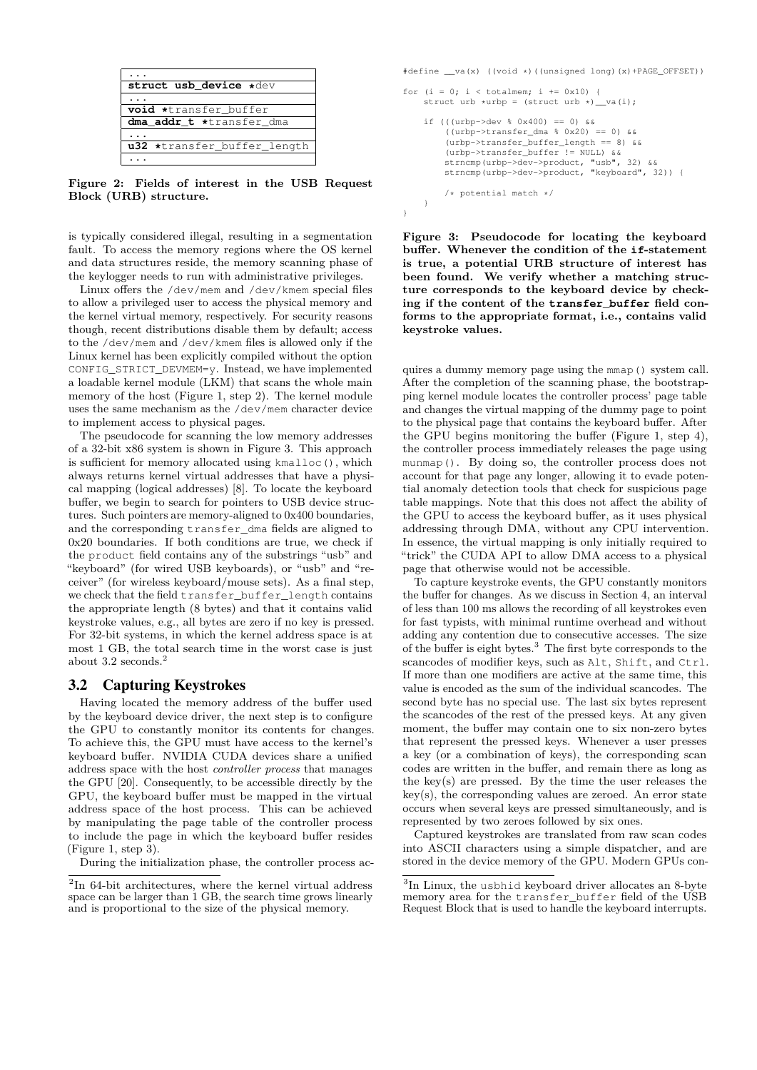```
...
struct usb_device *dev
...
void *transfer_buffer
dma_addr_t *transfer_dma
...
u32 *transfer_buffer_length
...
```

**Figure 2: Fields of interest in the USB Request Block (URB) structure.**

is typically considered illegal, resulting in a segmentation fault. To access the memory regions where the OS kernel and data structures reside, the memory scanning phase of the keylogger needs to run with administrative privileges.

Linux offers the /dev/mem and /dev/kmem special files to allow a privileged user to access the physical memory and the kernel virtual memory, respectively. For security reasons though, recent distributions disable them by default; access to the /dev/mem and /dev/kmem files is allowed only if the Linux kernel has been explicitly compiled without the option CONFIG_STRICT_DEVMEM=y. Instead, we have implemented a loadable kernel module (LKM) that scans the whole main memory of the host (Figure 1, step 2). The kernel module uses the same mechanism as the /dev/mem character device to implement access to physical pages.

The pseudocode for scanning the low memory addresses of a 32-bit x86 system is shown in Figure 3. This approach is sufficient for memory allocated using kmalloc(), which always returns kernel virtual addresses that have a physical mapping (logical addresses) [8]. To locate the keyboard buffer, we begin to search for pointers to USB device structures. Such pointers are memory-aligned to 0x400 boundaries, and the corresponding transfer_dma fields are aligned to 0x20 boundaries. If both conditions are true, we check if the product field contains any of the substrings "usb" and "keyboard" (for wired USB keyboards), or "usb" and "receiver" (for wireless keyboard/mouse sets). As a final step, we check that the field transfer_buffer_length contains the appropriate length (8 bytes) and that it contains valid keystroke values, e.g., all bytes are zero if no key is pressed. For 32-bit systems, in which the kernel address space is at most 1 GB, the total search time in the worst case is just about 3.2 seconds.[2]

## 3.2 Capturing Keystrokes

Having located the memory address of the buffer used by the keyboard device driver, the next step is to configure the GPU to constantly monitor its contents for changes. To achieve this, the GPU must have access to the kernel's keyboard buffer. NVIDIA CUDA devices share a unified address space with the host *controller process* that manages the GPU [20]. Consequently, to be accessible directly by the GPU, the keyboard buffer must be mapped in the virtual address space of the host process. This can be achieved by manipulating the page table of the controller process to include the page in which the keyboard buffer resides (Figure 1, step 3).

During the initialization phase, the controller process acquires a dummy memory page using the mmap() system call. After the completion of the scanning phase, the bootstrapping kernel module locates the controller process' page table and changes the virtual mapping of the dummy page to point to the physical page that contains the keyboard buffer. After the GPU begins monitoring the buffer (Figure 1, step 4), the controller process immediately releases the page using munmap(). By doing so, the controller process does not account for that page any longer, allowing it to evade potential anomaly detection tools that check for suspicious page table mappings. Note that this does not affect the ability of the GPU to access the keyboard buffer, as it uses physical addressing through DMA, without any CPU intervention. In essence, the virtual mapping is only initially required to "trick" the CUDA API to allow DMA access to a physical page that otherwise would not be accessible.

To capture keystroke events, the GPU constantly monitors the buffer for changes. As we discuss in Section 4, an interval of less than 100 ms allows the recording of all keystrokes even for fast typists, with minimal runtime overhead and without adding any contention due to consecutive accesses. The size of the buffer is eight bytes.[3] The first byte corresponds to the scancodes of modifier keys, such as Alt, Shift, and Ctrl. If more than one modifiers are active at the same time, this value is encoded as the sum of the individual scancodes. The second byte has no special use. The last six bytes represent the scancodes of the rest of the pressed keys. At any given moment, the buffer may contain one to six non-zero bytes that represent the pressed keys. Whenever a user presses a key (or a combination of keys), the corresponding scan codes are written in the buffer, and remain there as long as the key(s) are pressed. By the time the user releases the key(s), the corresponding values are zeroed. An error state occurs when several keys are pressed simultaneously, and is represented by two zeroes followed by six ones.

Captured keystrokes are translated from raw scan codes into ASCII characters using a simple dispatcher, and are stored in the device memory of the GPU. Modern GPUs con-

```
#define __va(x) ((void *)((unsigned long)(x)+PAGE_OFFSET))

for (i = 0; i < totalmem; i += 0x10) {
    struct urb *urbp = (struct urb *)__va(i);

    if (((urbp->dev % 0x400) == 0) &&
        ((urbp->transfer_dma % 0x20) == 0) &&
        (urbp->transfer_buffer_length == 8) &&
        (urbp->transfer_buffer != NULL) &&
        strncmp(urbp->dev->product, "usb", 32) &&
        strncmp(urbp->dev->product, "keyboard", 32)) {

        /* potential match */
    }
}
```

**Figure 3: Pseudocode for locating the keyboard buffer. Whenever the condition of the if-statement is true, a potential URB structure of interest has been found. We verify whether a matching structure corresponds to the keyboard device by checking if the content of the transfer_buffer field conforms to the appropriate format, i.e., contains valid keystroke values.**

---

[2] In 64-bit architectures, where the kernel virtual address space can be larger than 1 GB, the search time grows linearly and is proportional to the size of the physical memory.

[3] In Linux, the usbhid keyboard driver allocates an 8-byte memory area for the transfer_buffer field of the USB Request Block that is used to handle the keyboard interrupts.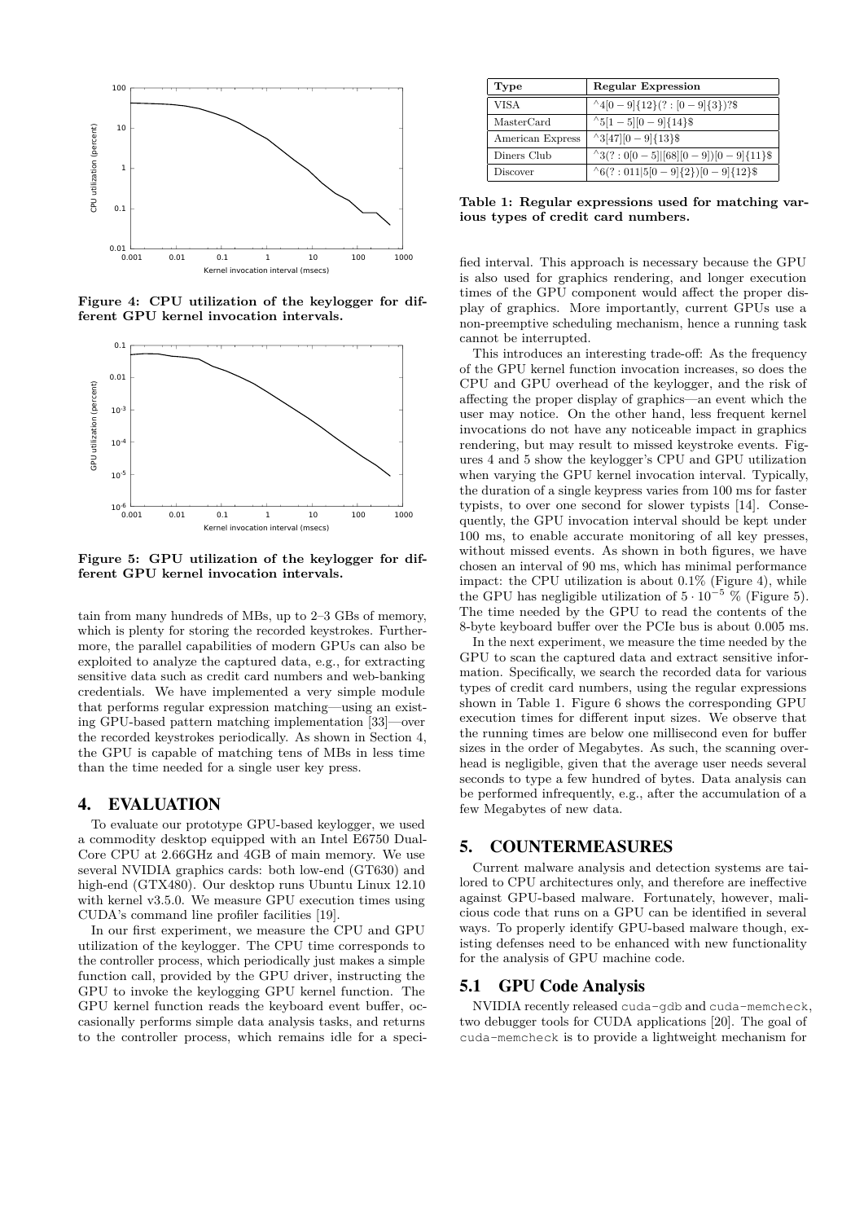100

10

1

0.1

0.01

0.001 0.01 0.1 1 10 100 1000

CPU utilization (percent)

Kernel invocation interval (msecs)

**Figure 4: CPU utilization of the keylogger for different GPU kernel invocation intervals.**

0.1

0.01

$10^{-3}$

$10^{-4}$

$10^{-5}$

$10^{-6}$

0.001 0.01 0.1 1 10 100 1000

GPU utilization (percent)

Kernel invocation interval (msecs)

**Figure 5: GPU utilization of the keylogger for different GPU kernel invocation intervals.**

tain from many hundreds of MBs, up to 2–3 GBs of memory, which is plenty for storing the recorded keystrokes. Furthermore, the parallel capabilities of modern GPUs can also be exploited to analyze the captured data, e.g., for extracting sensitive data such as credit card numbers and web-banking credentials. We have implemented a very simple module that performs regular expression matching—using an existing GPU-based pattern matching implementation [33]—over the recorded keystrokes periodically. As shown in Section 4, the GPU is capable of matching tens of MBs in less time than the time needed for a single user key press.

# 4. EVALUATION

To evaluate our prototype GPU-based keylogger, we used a commodity desktop equipped with an Intel E6750 Dual-Core CPU at 2.66GHz and 4GB of main memory. We use several NVIDIA graphics cards: both low-end (GT630) and high-end (GTX480). Our desktop runs Ubuntu Linux 12.10 with kernel v3.5.0. We measure GPU execution times using CUDA's command line profiler facilities [19].

In our first experiment, we measure the CPU and GPU utilization of the keylogger. The CPU time corresponds to the controller process, which periodically just makes a simple function call, provided by the GPU driver, instructing the GPU to invoke the keylogging GPU kernel function. The GPU kernel function reads the keyboard event buffer, occasionally performs simple data analysis tasks, and returns to the controller process, which remains idle for a specified interval. This approach is necessary because the GPU is also used for graphics rendering, and longer execution times of the GPU component would affect the proper display of graphics. More importantly, current GPUs use a non-preemptive scheduling mechanism, hence a running task cannot be interrupted.

This introduces an interesting trade-off: As the frequency of the GPU kernel function invocation increases, so does the CPU and GPU overhead of the keylogger, and the risk of affecting the proper display of graphics—an event which the user may notice. On the other hand, less frequent kernel invocations do not have any noticeable impact in graphics rendering, but may result to missed keystroke events. Figures 4 and 5 show the keylogger's CPU and GPU utilization when varying the GPU kernel invocation interval. Typically, the duration of a single keypress varies from 100 ms for faster typists, to over one second for slower typists [14]. Consequently, the GPU invocation interval should be kept under 100 ms, to enable accurate monitoring of all key presses, without missed events. As shown in both figures, we have chosen an interval of 90 ms, which has minimal performance impact: the CPU utilization is about 0.1% (Figure 4), while the GPU has negligible utilization of $5 \cdot 10^{-5}$ % (Figure 5). The time needed by the GPU to read the contents of the 8-byte keyboard buffer over the PCIe bus is about 0.005 ms.

| Type | Regular Expression |
|---|---|
| VISA | $\hat{}4[0-9]\{12\}(?:[0-9]\{3\})?\$$ |
| MasterCard | $\hat{}5[1-5][0-9]\{14\}\$$ |
| American Express | $\hat{}3[47][0-9]\{13\}\$$ |
| Diners Club | $\hat{}3(?:0[0-5]\|[68][0-9])[0-9]\{11\}\$$ |
| Discover | $\hat{}6(?:011\|5[0-9]\{2\})[0-9]\{12\}\$$ |

**Table 1: Regular expressions used for matching various types of credit card numbers.**

In the next experiment, we measure the time needed by the GPU to scan the captured data and extract sensitive information. Specifically, we search the recorded data for various types of credit card numbers, using the regular expressions shown in Table 1. Figure 6 shows the corresponding GPU execution times for different input sizes. We observe that the running times are below one millisecond even for buffer sizes in the order of Megabytes. As such, the scanning overhead is negligible, given that the average user needs several seconds to type a few hundred of bytes. Data analysis can be performed infrequently, e.g., after the accumulation of a few Megabytes of new data.

# 5. COUNTERMEASURES

Current malware analysis and detection systems are tailored to CPU architectures only, and therefore are ineffective against GPU-based malware. Fortunately, however, malicious code that runs on a GPU can be identified in several ways. To properly identify GPU-based malware though, existing defenses need to be enhanced with new functionality for the analysis of GPU machine code.

## 5.1 GPU Code Analysis

NVIDIA recently released `cuda-gdb` and `cuda-memcheck`, two debugger tools for CUDA applications [20]. The goal of `cuda-memcheck` is to provide a lightweight mechanism for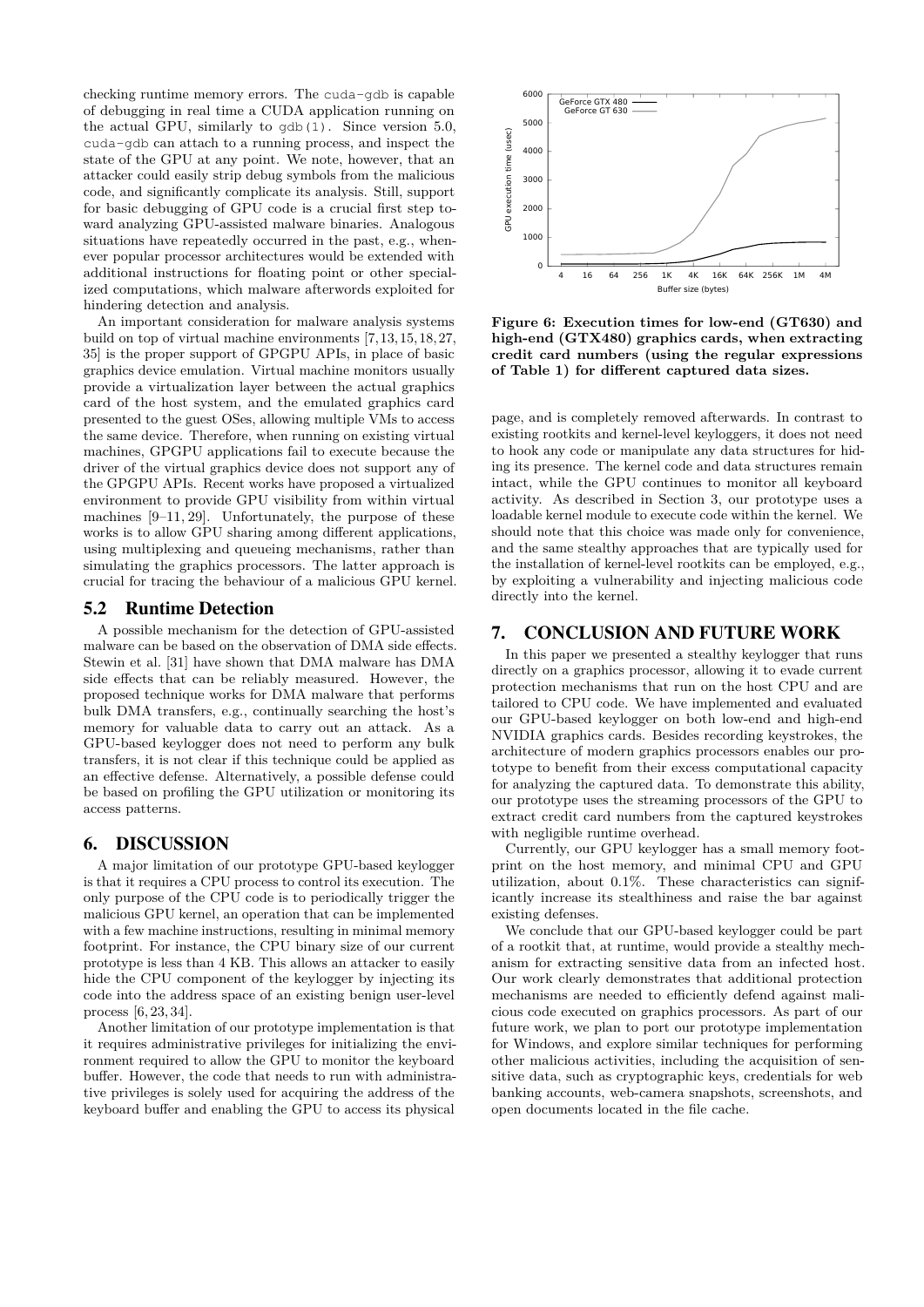checking runtime memory errors. The cuda-gdb is capable of debugging in real time a CUDA application running on the actual GPU, similarly to gdb(1). Since version 5.0, cuda-gdb can attach to a running process, and inspect the state of the GPU at any point. We note, however, that an attacker could easily strip debug symbols from the malicious code, and significantly complicate its analysis. Still, support for basic debugging of GPU code is a crucial first step toward analyzing GPU-assisted malware binaries. Analogous situations have repeatedly occurred in the past, e.g., whenever popular processor architectures would be extended with additional instructions for floating point or other specialized computations, which malware afterwords exploited for hindering detection and analysis.

An important consideration for malware analysis systems build on top of virtual machine environments [7,13,15,18,27,35] is the proper support of GPGPU APIs, in place of basic graphics device emulation. Virtual machine monitors usually provide a virtualization layer between the actual graphics card of the host system, and the emulated graphics card presented to the guest OSes, allowing multiple VMs to access the same device. Therefore, when running on existing virtual machines, GPGPU applications fail to execute because the driver of the virtual graphics device does not support any of the GPGPU APIs. Recent works have proposed a virtualized environment to provide GPU visibility from within virtual machines [9–11, 29]. Unfortunately, the purpose of these works is to allow GPU sharing among different applications, using multiplexing and queueing mechanisms, rather than simulating the graphics processors. The latter approach is crucial for tracing the behaviour of a malicious GPU kernel.

## 5.2 Runtime Detection

A possible mechanism for the detection of GPU-assisted malware can be based on the observation of DMA side effects. Stewin et al. [31] have shown that DMA malware has DMA side effects that can be reliably measured. However, the proposed technique works for DMA malware that performs bulk DMA transfers, e.g., continually searching the host's memory for valuable data to carry out an attack. As a GPU-based keylogger does not need to perform any bulk transfers, it is not clear if this technique could be applied as an effective defense. Alternatively, a possible defense could be based on profiling the GPU utilization or monitoring its access patterns.

# 6. DISCUSSION

A major limitation of our prototype GPU-based keylogger is that it requires a CPU process to control its execution. The only purpose of the CPU code is to periodically trigger the malicious GPU kernel, an operation that can be implemented with a few machine instructions, resulting in minimal memory footprint. For instance, the CPU binary size of our current prototype is less than 4 KB. This allows an attacker to easily hide the CPU component of the keylogger by injecting its code into the address space of an existing benign user-level process [6, 23, 34].

Another limitation of our prototype implementation is that it requires administrative privileges for initializing the environment required to allow the GPU to monitor the keyboard buffer. However, the code that needs to run with administrative privileges is solely used for acquiring the address of the keyboard buffer and enabling the GPU to access its physical page, and is completely removed afterwards. In contrast to existing rootkits and kernel-level keyloggers, it does not need to hook any code or manipulate any data structures for hiding its presence. The kernel code and data structures remain intact, while the GPU continues to monitor all keyboard activity. As described in Section 3, our prototype uses a loadable kernel module to execute code within the kernel. We should note that this choice was made only for convenience, and the same stealthy approaches that are typically used for the installation of kernel-level rootkits can be employed, e.g., by exploiting a vulnerability and injecting malicious code directly into the kernel.

GeForce GTX 480
GeForce GT 630
GPU execution time (usec)
0
1000
2000
3000
4000
5000
6000
4 16 64 256 1K 4K 16K 64K 256K 1M 4M
Buffer size (bytes)

**Figure 6: Execution times for low-end (GT630) and high-end (GTX480) graphics cards, when extracting credit card numbers (using the regular expressions of Table 1) for different captured data sizes.**

# 7. CONCLUSION AND FUTURE WORK

In this paper we presented a stealthy keylogger that runs directly on a graphics processor, allowing it to evade current protection mechanisms that run on the host CPU and are tailored to CPU code. We have implemented and evaluated our GPU-based keylogger on both low-end and high-end NVIDIA graphics cards. Besides recording keystrokes, the architecture of modern graphics processors enables our prototype to benefit from their excess computational capacity for analyzing the captured data. To demonstrate this ability, our prototype uses the streaming processors of the GPU to extract credit card numbers from the captured keystrokes with negligible runtime overhead.

Currently, our GPU keylogger has a small memory footprint on the host memory, and minimal CPU and GPU utilization, about 0.1%. These characteristics can significantly increase its stealthiness and raise the bar against existing defenses.

We conclude that our GPU-based keylogger could be part of a rootkit that, at runtime, would provide a stealthy mechanism for extracting sensitive data from an infected host. Our work clearly demonstrates that additional protection mechanisms are needed to efficiently defend against malicious code executed on graphics processors. As part of our future work, we plan to port our prototype implementation for Windows, and explore similar techniques for performing other malicious activities, including the acquisition of sensitive data, such as cryptographic keys, credentials for web banking accounts, web-camera snapshots, screenshots, and open documents located in the file cache.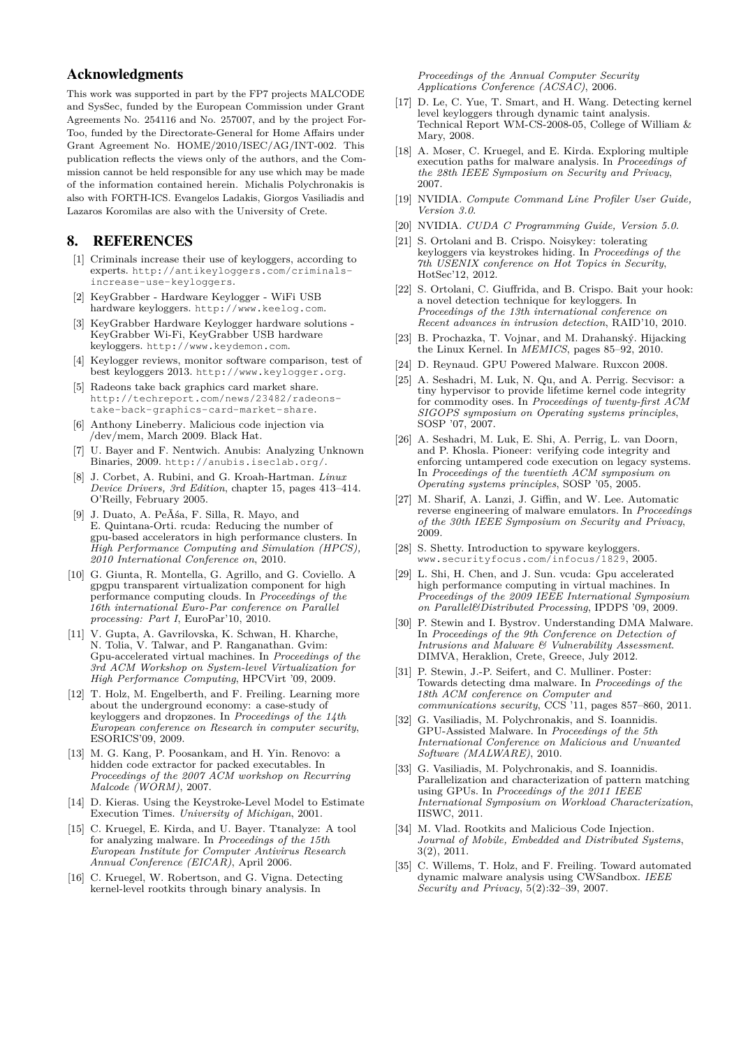## Acknowledgments

This work was supported in part by the FP7 projects MALCODE and SysSec, funded by the European Commission under Grant Agreements No. 254116 and No. 257007, and by the project ForToo, funded by the Directorate-General for Home Affairs under Grant Agreement No. HOME/2010/ISEC/AG/INT-002. This publication reflects the views only of the authors, and the Commission cannot be held responsible for any use which may be made of the information contained herein. Michalis Polychronakis is also with FORTH-ICS. Evangelos Ladakis, Giorgos Vasiliadis and Lazaros Koromilas are also with the University of Crete.

# 8. REFERENCES

[1] Criminals increase their use of keyloggers, according to experts. http://antikeyloggers.com/criminals-increase-use-keyloggers.

[2] KeyGrabber - Hardware Keylogger - WiFi USB hardware keyloggers. http://www.keelog.com.

[3] KeyGrabber Hardware Keylogger hardware solutions - KeyGrabber Wi-Fi, KeyGrabber USB hardware keyloggers. http://www.keydemon.com.

[4] Keylogger reviews, monitor software comparison, test of best keyloggers 2013. http://www.keylogger.org.

[5] Radeons take back graphics card market share. http://techreport.com/news/23482/radeons-take-back-graphics-card-market-share.

[6] Anthony Lineberry. Malicious code injection via /dev/mem, March 2009. Black Hat.

[7] U. Bayer and F. Nentwich. Anubis: Analyzing Unknown Binaries, 2009. http://anubis.iseclab.org/.

[8] J. Corbet, A. Rubini, and G. Kroah-Hartman. *Linux Device Drivers, 3rd Edition*, chapter 15, pages 413–414. O'Reilly, February 2005.

[9] J. Duato, A. PeÃśa, F. Silla, R. Mayo, and E. Quintana-Orti. rcuda: Reducing the number of gpu-based accelerators in high performance clusters. In *High Performance Computing and Simulation (HPCS), 2010 International Conference on*, 2010.

[10] G. Giunta, R. Montella, G. Agrillo, and G. Coviello. A gpgpu transparent virtualization component for high performance computing clouds. In *Proceedings of the 16th international Euro-Par conference on Parallel processing: Part I*, EuroPar'10, 2010.

[11] V. Gupta, A. Gavrilovska, K. Schwan, H. Kharche, N. Tolia, V. Talwar, and P. Ranganathan. Gvim: Gpu-accelerated virtual machines. In *Proceedings of the 3rd ACM Workshop on System-level Virtualization for High Performance Computing*, HPCVirt '09, 2009.

[12] T. Holz, M. Engelberth, and F. Freiling. Learning more about the underground economy: a case-study of keyloggers and dropzones. In *Proceedings of the 14th European conference on Research in computer security*, ESORICS'09, 2009.

[13] M. G. Kang, P. Poosankam, and H. Yin. Renovo: a hidden code extractor for packed executables. In *Proceedings of the 2007 ACM workshop on Recurring Malcode (WORM)*, 2007.

[14] D. Kieras. Using the Keystroke-Level Model to Estimate Execution Times. *University of Michigan*, 2001.

[15] C. Kruegel, E. Kirda, and U. Bayer. Ttanalyze: A tool for analyzing malware. In *Proceedings of the 15th European Institute for Computer Antivirus Research Annual Conference (EICAR)*, April 2006.

[16] C. Kruegel, W. Robertson, and G. Vigna. Detecting kernel-level rootkits through binary analysis. In *Proceedings of the Annual Computer Security Applications Conference (ACSAC)*, 2006.

[17] D. Le, C. Yue, T. Smart, and H. Wang. Detecting kernel level keyloggers through dynamic taint analysis. Technical Report WM-CS-2008-05, College of William & Mary, 2008.

[18] A. Moser, C. Kruegel, and E. Kirda. Exploring multiple execution paths for malware analysis. In *Proceedings of the 28th IEEE Symposium on Security and Privacy*, 2007.

[19] NVIDIA. *Compute Command Line Profiler User Guide, Version 3.0*.

[20] NVIDIA. *CUDA C Programming Guide, Version 5.0*.

[21] S. Ortolani and B. Crispo. Noisykey: tolerating keyloggers via keystrokes hiding. In *Proceedings of the 7th USENIX conference on Hot Topics in Security*, HotSec'12, 2012.

[22] S. Ortolani, C. Giuffrida, and B. Crispo. Bait your hook: a novel detection technique for keyloggers. In *Proceedings of the 13th international conference on Recent advances in intrusion detection*, RAID'10, 2010.

[23] B. Prochazka, T. Vojnar, and M. Drahanský. Hijacking the Linux Kernel. In *MEMICS*, pages 85–92, 2010.

[24] D. Reynaud. GPU Powered Malware. Ruxcon 2008.

[25] A. Seshadri, M. Luk, N. Qu, and A. Perrig. Secvisor: a tiny hypervisor to provide lifetime kernel code integrity for commodity oses. In *Proceedings of twenty-first ACM SIGOPS symposium on Operating systems principles*, SOSP '07, 2007.

[26] A. Seshadri, M. Luk, E. Shi, A. Perrig, L. van Doorn, and P. Khosla. Pioneer: verifying code integrity and enforcing untampered code execution on legacy systems. In *Proceedings of the twentieth ACM symposium on Operating systems principles*, SOSP '05, 2005.

[27] M. Sharif, A. Lanzi, J. Giffin, and W. Lee. Automatic reverse engineering of malware emulators. In *Proceedings of the 30th IEEE Symposium on Security and Privacy*, 2009.

[28] S. Shetty. Introduction to spyware keyloggers. www.securityfocus.com/infocus/1829, 2005.

[29] L. Shi, H. Chen, and J. Sun. vcuda: Gpu accelerated high performance computing in virtual machines. In *Proceedings of the 2009 IEEE International Symposium on Parallel&Distributed Processing*, IPDPS '09, 2009.

[30] P. Stewin and I. Bystrov. Understanding DMA Malware. In *Proceedings of the 9th Conference on Detection of Intrusions and Malware & Vulnerability Assessment*. DIMVA, Heraklion, Crete, Greece, July 2012.

[31] P. Stewin, J.-P. Seifert, and C. Mulliner. Poster: Towards detecting dma malware. In *Proceedings of the 18th ACM conference on Computer and communications security*, CCS '11, pages 857–860, 2011.

[32] G. Vasiliadis, M. Polychronakis, and S. Ioannidis. GPU-Assisted Malware. In *Proceedings of the 5th International Conference on Malicious and Unwanted Software (MALWARE)*, 2010.

[33] G. Vasiliadis, M. Polychronakis, and S. Ioannidis. Parallelization and characterization of pattern matching using GPUs. In *Proceedings of the 2011 IEEE International Symposium on Workload Characterization*, IISWC, 2011.

[34] M. Vlad. Rootkits and Malicious Code Injection. *Journal of Mobile, Embedded and Distributed Systems*, 3(2), 2011.

[35] C. Willems, T. Holz, and F. Freiling. Toward automated dynamic malware analysis using CWSandbox. *IEEE Security and Privacy*, 5(2):32–39, 2007.